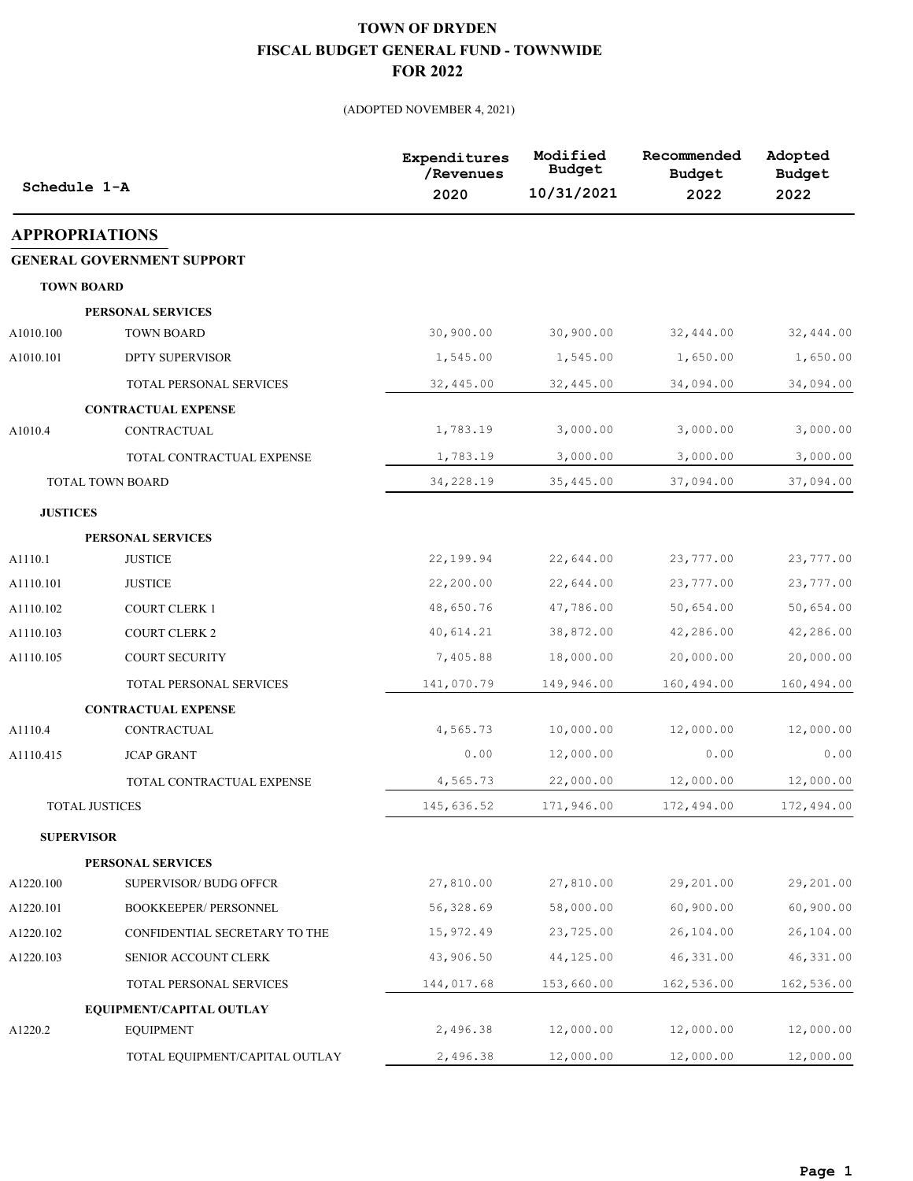# TOWN OF DRYDEN
## FISCAL BUDGET GENERAL FUND - TOWNWIDE
## FOR 2022

(ADOPTED NOVEMBER 4, 2021)

| Schedule 1-A | | Expenditures /Revenues 2020 | Modified Budget 10/31/2021 | Recommended Budget 2022 | Adopted Budget 2022 |
|---|---|---|---|---|---|
| **APPROPRIATIONS** | | | | | |
| **GENERAL GOVERNMENT SUPPORT** | | | | | |
| **TOWN BOARD** | | | | | |
| | **PERSONAL SERVICES** | | | | |
| A1010.100 | TOWN BOARD | 30,900.00 | 30,900.00 | 32,444.00 | 32,444.00 |
| A1010.101 | DPTY SUPERVISOR | 1,545.00 | 1,545.00 | 1,650.00 | 1,650.00 |
| | TOTAL PERSONAL SERVICES | 32,445.00 | 32,445.00 | 34,094.00 | 34,094.00 |
| | **CONTRACTUAL EXPENSE** | | | | |
| A1010.4 | CONTRACTUAL | 1,783.19 | 3,000.00 | 3,000.00 | 3,000.00 |
| | TOTAL CONTRACTUAL EXPENSE | 1,783.19 | 3,000.00 | 3,000.00 | 3,000.00 |
| TOTAL TOWN BOARD | | 34,228.19 | 35,445.00 | 37,094.00 | 37,094.00 |
| **JUSTICES** | | | | | |
| | **PERSONAL SERVICES** | | | | |
| A1110.1 | JUSTICE | 22,199.94 | 22,644.00 | 23,777.00 | 23,777.00 |
| A1110.101 | JUSTICE | 22,200.00 | 22,644.00 | 23,777.00 | 23,777.00 |
| A1110.102 | COURT CLERK 1 | 48,650.76 | 47,786.00 | 50,654.00 | 50,654.00 |
| A1110.103 | COURT CLERK 2 | 40,614.21 | 38,872.00 | 42,286.00 | 42,286.00 |
| A1110.105 | COURT SECURITY | 7,405.88 | 18,000.00 | 20,000.00 | 20,000.00 |
| | TOTAL PERSONAL SERVICES | 141,070.79 | 149,946.00 | 160,494.00 | 160,494.00 |
| | **CONTRACTUAL EXPENSE** | | | | |
| A1110.4 | CONTRACTUAL | 4,565.73 | 10,000.00 | 12,000.00 | 12,000.00 |
| A1110.415 | JCAP GRANT | 0.00 | 12,000.00 | 0.00 | 0.00 |
| | TOTAL CONTRACTUAL EXPENSE | 4,565.73 | 22,000.00 | 12,000.00 | 12,000.00 |
| TOTAL JUSTICES | | 145,636.52 | 171,946.00 | 172,494.00 | 172,494.00 |
| **SUPERVISOR** | | | | | |
| | **PERSONAL SERVICES** | | | | |
| A1220.100 | SUPERVISOR/ BUDG OFFCR | 27,810.00 | 27,810.00 | 29,201.00 | 29,201.00 |
| A1220.101 | BOOKKEEPER/ PERSONNEL | 56,328.69 | 58,000.00 | 60,900.00 | 60,900.00 |
| A1220.102 | CONFIDENTIAL SECRETARY TO THE | 15,972.49 | 23,725.00 | 26,104.00 | 26,104.00 |
| A1220.103 | SENIOR ACCOUNT CLERK | 43,906.50 | 44,125.00 | 46,331.00 | 46,331.00 |
| | TOTAL PERSONAL SERVICES | 144,017.68 | 153,660.00 | 162,536.00 | 162,536.00 |
| | **EQUIPMENT/CAPITAL OUTLAY** | | | | |
| A1220.2 | EQUIPMENT | 2,496.38 | 12,000.00 | 12,000.00 | 12,000.00 |
| | TOTAL EQUIPMENT/CAPITAL OUTLAY | 2,496.38 | 12,000.00 | 12,000.00 | 12,000.00 |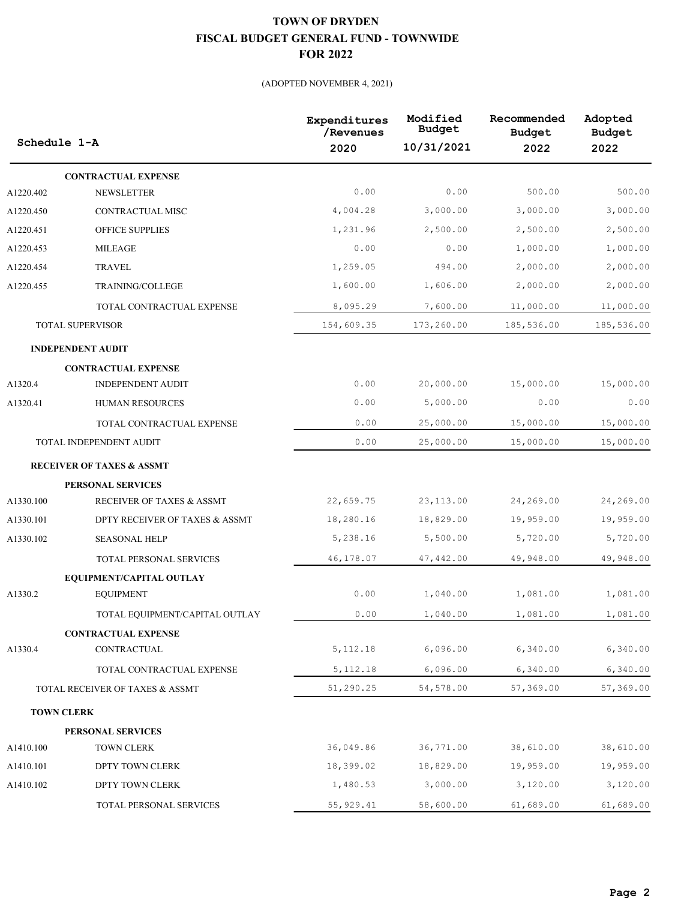# TOWN OF DRYDEN
## FISCAL BUDGET GENERAL FUND - TOWNWIDE
## FOR 2022

(ADOPTED NOVEMBER 4, 2021)

| Schedule 1-A | | Expenditures /Revenues 2020 | Modified Budget 10/31/2021 | Recommended Budget 2022 | Adopted Budget 2022 |
|---|---|---|---|---|---|
| | **CONTRACTUAL EXPENSE** | | | | |
| A1220.402 | NEWSLETTER | 0.00 | 0.00 | 500.00 | 500.00 |
| A1220.450 | CONTRACTUAL MISC | 4,004.28 | 3,000.00 | 3,000.00 | 3,000.00 |
| A1220.451 | OFFICE SUPPLIES | 1,231.96 | 2,500.00 | 2,500.00 | 2,500.00 |
| A1220.453 | MILEAGE | 0.00 | 0.00 | 1,000.00 | 1,000.00 |
| A1220.454 | TRAVEL | 1,259.05 | 494.00 | 2,000.00 | 2,000.00 |
| A1220.455 | TRAINING/COLLEGE | 1,600.00 | 1,606.00 | 2,000.00 | 2,000.00 |
| | TOTAL CONTRACTUAL EXPENSE | 8,095.29 | 7,600.00 | 11,000.00 | 11,000.00 |
| | TOTAL SUPERVISOR | 154,609.35 | 173,260.00 | 185,536.00 | 185,536.00 |
| | **INDEPENDENT AUDIT** | | | | |
| | **CONTRACTUAL EXPENSE** | | | | |
| A1320.4 | INDEPENDENT AUDIT | 0.00 | 20,000.00 | 15,000.00 | 15,000.00 |
| A1320.41 | HUMAN RESOURCES | 0.00 | 5,000.00 | 0.00 | 0.00 |
| | TOTAL CONTRACTUAL EXPENSE | 0.00 | 25,000.00 | 15,000.00 | 15,000.00 |
| | TOTAL INDEPENDENT AUDIT | 0.00 | 25,000.00 | 15,000.00 | 15,000.00 |
| | **RECEIVER OF TAXES & ASSMT** | | | | |
| | **PERSONAL SERVICES** | | | | |
| A1330.100 | RECEIVER OF TAXES & ASSMT | 22,659.75 | 23,113.00 | 24,269.00 | 24,269.00 |
| A1330.101 | DPTY RECEIVER OF TAXES & ASSMT | 18,280.16 | 18,829.00 | 19,959.00 | 19,959.00 |
| A1330.102 | SEASONAL HELP | 5,238.16 | 5,500.00 | 5,720.00 | 5,720.00 |
| | TOTAL PERSONAL SERVICES | 46,178.07 | 47,442.00 | 49,948.00 | 49,948.00 |
| | **EQUIPMENT/CAPITAL OUTLAY** | | | | |
| A1330.2 | EQUIPMENT | 0.00 | 1,040.00 | 1,081.00 | 1,081.00 |
| | TOTAL EQUIPMENT/CAPITAL OUTLAY | 0.00 | 1,040.00 | 1,081.00 | 1,081.00 |
| | **CONTRACTUAL EXPENSE** | | | | |
| A1330.4 | CONTRACTUAL | 5,112.18 | 6,096.00 | 6,340.00 | 6,340.00 |
| | TOTAL CONTRACTUAL EXPENSE | 5,112.18 | 6,096.00 | 6,340.00 | 6,340.00 |
| | TOTAL RECEIVER OF TAXES & ASSMT | 51,290.25 | 54,578.00 | 57,369.00 | 57,369.00 |
| | **TOWN CLERK** | | | | |
| | **PERSONAL SERVICES** | | | | |
| A1410.100 | TOWN CLERK | 36,049.86 | 36,771.00 | 38,610.00 | 38,610.00 |
| A1410.101 | DPTY TOWN CLERK | 18,399.02 | 18,829.00 | 19,959.00 | 19,959.00 |
| A1410.102 | DPTY TOWN CLERK | 1,480.53 | 3,000.00 | 3,120.00 | 3,120.00 |
| | TOTAL PERSONAL SERVICES | 55,929.41 | 58,600.00 | 61,689.00 | 61,689.00 |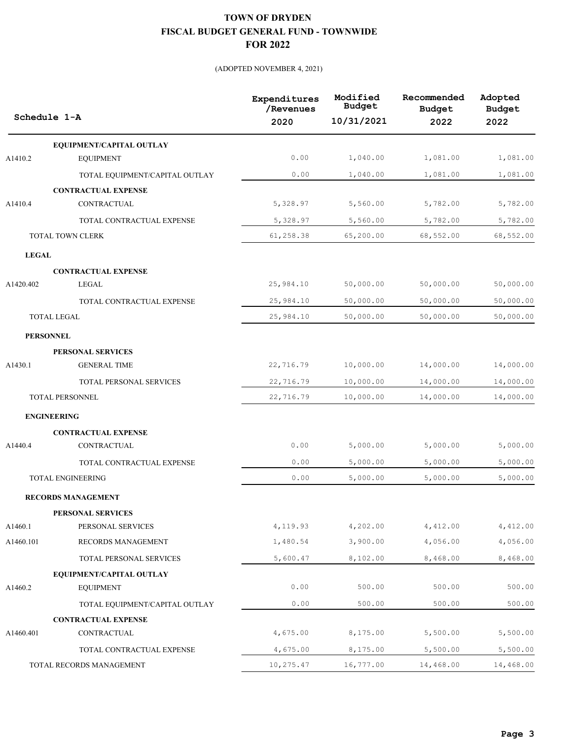# TOWN OF DRYDEN
## FISCAL BUDGET GENERAL FUND - TOWNWIDE
## FOR 2022

(ADOPTED NOVEMBER 4, 2021)

| Schedule 1-A | | Expenditures /Revenues 2020 | Modified Budget 10/31/2021 | Recommended Budget 2022 | Adopted Budget 2022 |
|---|---|---|---|---|---|
| | **EQUIPMENT/CAPITAL OUTLAY** | | | | |
| A1410.2 | EQUIPMENT | 0.00 | 1,040.00 | 1,081.00 | 1,081.00 |
| | TOTAL EQUIPMENT/CAPITAL OUTLAY | 0.00 | 1,040.00 | 1,081.00 | 1,081.00 |
| | **CONTRACTUAL EXPENSE** | | | | |
| A1410.4 | CONTRACTUAL | 5,328.97 | 5,560.00 | 5,782.00 | 5,782.00 |
| | TOTAL CONTRACTUAL EXPENSE | 5,328.97 | 5,560.00 | 5,782.00 | 5,782.00 |
| | TOTAL TOWN CLERK | 61,258.38 | 65,200.00 | 68,552.00 | 68,552.00 |
| **LEGAL** | | | | | |
| | **CONTRACTUAL EXPENSE** | | | | |
| A1420.402 | LEGAL | 25,984.10 | 50,000.00 | 50,000.00 | 50,000.00 |
| | TOTAL CONTRACTUAL EXPENSE | 25,984.10 | 50,000.00 | 50,000.00 | 50,000.00 |
| | TOTAL LEGAL | 25,984.10 | 50,000.00 | 50,000.00 | 50,000.00 |
| **PERSONNEL** | | | | | |
| | **PERSONAL SERVICES** | | | | |
| A1430.1 | GENERAL TIME | 22,716.79 | 10,000.00 | 14,000.00 | 14,000.00 |
| | TOTAL PERSONAL SERVICES | 22,716.79 | 10,000.00 | 14,000.00 | 14,000.00 |
| | TOTAL PERSONNEL | 22,716.79 | 10,000.00 | 14,000.00 | 14,000.00 |
| **ENGINEERING** | | | | | |
| | **CONTRACTUAL EXPENSE** | | | | |
| A1440.4 | CONTRACTUAL | 0.00 | 5,000.00 | 5,000.00 | 5,000.00 |
| | TOTAL CONTRACTUAL EXPENSE | 0.00 | 5,000.00 | 5,000.00 | 5,000.00 |
| | TOTAL ENGINEERING | 0.00 | 5,000.00 | 5,000.00 | 5,000.00 |
| **RECORDS MANAGEMENT** | | | | | |
| | **PERSONAL SERVICES** | | | | |
| A1460.1 | PERSONAL SERVICES | 4,119.93 | 4,202.00 | 4,412.00 | 4,412.00 |
| A1460.101 | RECORDS MANAGEMENT | 1,480.54 | 3,900.00 | 4,056.00 | 4,056.00 |
| | TOTAL PERSONAL SERVICES | 5,600.47 | 8,102.00 | 8,468.00 | 8,468.00 |
| | **EQUIPMENT/CAPITAL OUTLAY** | | | | |
| A1460.2 | EQUIPMENT | 0.00 | 500.00 | 500.00 | 500.00 |
| | TOTAL EQUIPMENT/CAPITAL OUTLAY | 0.00 | 500.00 | 500.00 | 500.00 |
| | **CONTRACTUAL EXPENSE** | | | | |
| A1460.401 | CONTRACTUAL | 4,675.00 | 8,175.00 | 5,500.00 | 5,500.00 |
| | TOTAL CONTRACTUAL EXPENSE | 4,675.00 | 8,175.00 | 5,500.00 | 5,500.00 |
| | TOTAL RECORDS MANAGEMENT | 10,275.47 | 16,777.00 | 14,468.00 | 14,468.00 |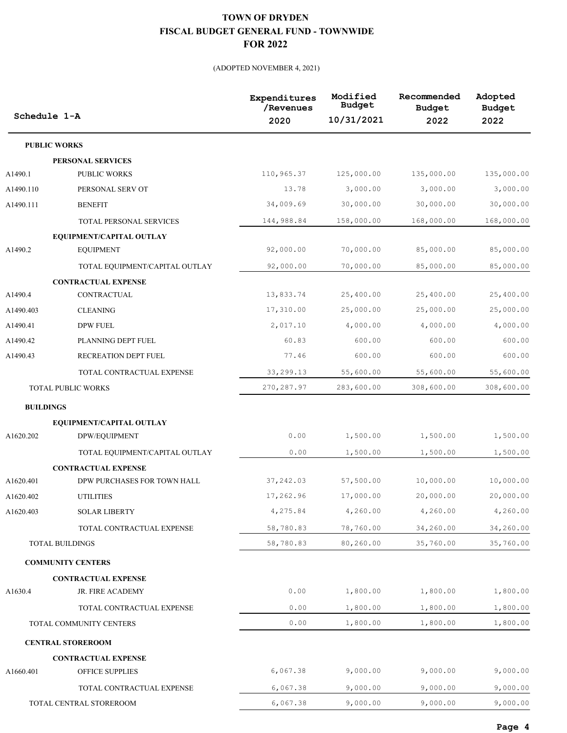# TOWN OF DRYDEN
## FISCAL BUDGET GENERAL FUND - TOWNWIDE
## FOR 2022

(ADOPTED NOVEMBER 4, 2021)

| Schedule 1-A | | Expenditures /Revenues 2020 | Modified Budget 10/31/2021 | Recommended Budget 2022 | Adopted Budget 2022 |
|---|---|---|---|---|---|
| **PUBLIC WORKS** | | | | | |
| | **PERSONAL SERVICES** | | | | |
| A1490.1 | PUBLIC WORKS | 110,965.37 | 125,000.00 | 135,000.00 | 135,000.00 |
| A1490.110 | PERSONAL SERV OT | 13.78 | 3,000.00 | 3,000.00 | 3,000.00 |
| A1490.111 | BENEFIT | 34,009.69 | 30,000.00 | 30,000.00 | 30,000.00 |
| | TOTAL PERSONAL SERVICES | 144,988.84 | 158,000.00 | 168,000.00 | 168,000.00 |
| | **EQUIPMENT/CAPITAL OUTLAY** | | | | |
| A1490.2 | EQUIPMENT | 92,000.00 | 70,000.00 | 85,000.00 | 85,000.00 |
| | TOTAL EQUIPMENT/CAPITAL OUTLAY | 92,000.00 | 70,000.00 | 85,000.00 | 85,000.00 |
| | **CONTRACTUAL EXPENSE** | | | | |
| A1490.4 | CONTRACTUAL | 13,833.74 | 25,400.00 | 25,400.00 | 25,400.00 |
| A1490.403 | CLEANING | 17,310.00 | 25,000.00 | 25,000.00 | 25,000.00 |
| A1490.41 | DPW FUEL | 2,017.10 | 4,000.00 | 4,000.00 | 4,000.00 |
| A1490.42 | PLANNING DEPT FUEL | 60.83 | 600.00 | 600.00 | 600.00 |
| A1490.43 | RECREATION DEPT FUEL | 77.46 | 600.00 | 600.00 | 600.00 |
| | TOTAL CONTRACTUAL EXPENSE | 33,299.13 | 55,600.00 | 55,600.00 | 55,600.00 |
| | TOTAL PUBLIC WORKS | 270,287.97 | 283,600.00 | 308,600.00 | 308,600.00 |
| **BUILDINGS** | | | | | |
| | **EQUIPMENT/CAPITAL OUTLAY** | | | | |
| A1620.202 | DPW/EQUIPMENT | 0.00 | 1,500.00 | 1,500.00 | 1,500.00 |
| | TOTAL EQUIPMENT/CAPITAL OUTLAY | 0.00 | 1,500.00 | 1,500.00 | 1,500.00 |
| | **CONTRACTUAL EXPENSE** | | | | |
| A1620.401 | DPW PURCHASES FOR TOWN HALL | 37,242.03 | 57,500.00 | 10,000.00 | 10,000.00 |
| A1620.402 | UTILITIES | 17,262.96 | 17,000.00 | 20,000.00 | 20,000.00 |
| A1620.403 | SOLAR LIBERTY | 4,275.84 | 4,260.00 | 4,260.00 | 4,260.00 |
| | TOTAL CONTRACTUAL EXPENSE | 58,780.83 | 78,760.00 | 34,260.00 | 34,260.00 |
| | TOTAL BUILDINGS | 58,780.83 | 80,260.00 | 35,760.00 | 35,760.00 |
| **COMMUNITY CENTERS** | | | | | |
| | **CONTRACTUAL EXPENSE** | | | | |
| A1630.4 | JR. FIRE ACADEMY | 0.00 | 1,800.00 | 1,800.00 | 1,800.00 |
| | TOTAL CONTRACTUAL EXPENSE | 0.00 | 1,800.00 | 1,800.00 | 1,800.00 |
| | TOTAL COMMUNITY CENTERS | 0.00 | 1,800.00 | 1,800.00 | 1,800.00 |
| **CENTRAL STOREROOM** | | | | | |
| | **CONTRACTUAL EXPENSE** | | | | |
| A1660.401 | OFFICE SUPPLIES | 6,067.38 | 9,000.00 | 9,000.00 | 9,000.00 |
| | TOTAL CONTRACTUAL EXPENSE | 6,067.38 | 9,000.00 | 9,000.00 | 9,000.00 |
| | TOTAL CENTRAL STOREROOM | 6,067.38 | 9,000.00 | 9,000.00 | 9,000.00 |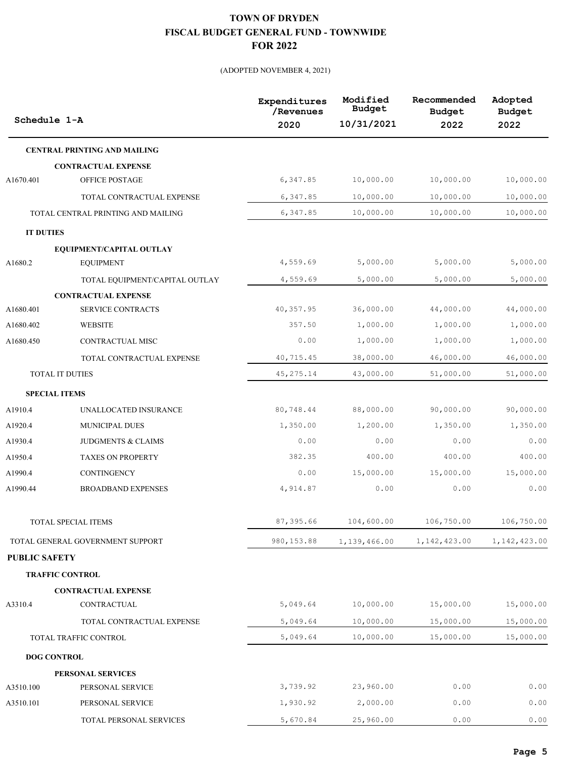# TOWN OF DRYDEN
# FISCAL BUDGET GENERAL FUND - TOWNWIDE
# FOR 2022

(ADOPTED NOVEMBER 4, 2021)

| Schedule 1-A | | Expenditures /Revenues 2020 | Modified Budget 10/31/2021 | Recommended Budget 2022 | Adopted Budget 2022 |
|---|---|---|---|---|---|
| **CENTRAL PRINTING AND MAILING** | | | | | |
| | **CONTRACTUAL EXPENSE** | | | | |
| A1670.401 | OFFICE POSTAGE | 6,347.85 | 10,000.00 | 10,000.00 | 10,000.00 |
| | TOTAL CONTRACTUAL EXPENSE | 6,347.85 | 10,000.00 | 10,000.00 | 10,000.00 |
| TOTAL CENTRAL PRINTING AND MAILING | | 6,347.85 | 10,000.00 | 10,000.00 | 10,000.00 |
| **IT DUTIES** | | | | | |
| | **EQUIPMENT/CAPITAL OUTLAY** | | | | |
| A1680.2 | EQUIPMENT | 4,559.69 | 5,000.00 | 5,000.00 | 5,000.00 |
| | TOTAL EQUIPMENT/CAPITAL OUTLAY | 4,559.69 | 5,000.00 | 5,000.00 | 5,000.00 |
| | **CONTRACTUAL EXPENSE** | | | | |
| A1680.401 | SERVICE CONTRACTS | 40,357.95 | 36,000.00 | 44,000.00 | 44,000.00 |
| A1680.402 | WEBSITE | 357.50 | 1,000.00 | 1,000.00 | 1,000.00 |
| A1680.450 | CONTRACTUAL MISC | 0.00 | 1,000.00 | 1,000.00 | 1,000.00 |
| | TOTAL CONTRACTUAL EXPENSE | 40,715.45 | 38,000.00 | 46,000.00 | 46,000.00 |
| TOTAL IT DUTIES | | 45,275.14 | 43,000.00 | 51,000.00 | 51,000.00 |
| **SPECIAL ITEMS** | | | | | |
| A1910.4 | UNALLOCATED INSURANCE | 80,748.44 | 88,000.00 | 90,000.00 | 90,000.00 |
| A1920.4 | MUNICIPAL DUES | 1,350.00 | 1,200.00 | 1,350.00 | 1,350.00 |
| A1930.4 | JUDGMENTS & CLAIMS | 0.00 | 0.00 | 0.00 | 0.00 |
| A1950.4 | TAXES ON PROPERTY | 382.35 | 400.00 | 400.00 | 400.00 |
| A1990.4 | CONTINGENCY | 0.00 | 15,000.00 | 15,000.00 | 15,000.00 |
| A1990.44 | BROADBAND EXPENSES | 4,914.87 | 0.00 | 0.00 | 0.00 |
| TOTAL SPECIAL ITEMS | | 87,395.66 | 104,600.00 | 106,750.00 | 106,750.00 |
| TOTAL GENERAL GOVERNMENT SUPPORT | | 980,153.88 | 1,139,466.00 | 1,142,423.00 | 1,142,423.00 |
| **PUBLIC SAFETY** | | | | | |
| **TRAFFIC CONTROL** | | | | | |
| | **CONTRACTUAL EXPENSE** | | | | |
| A3310.4 | CONTRACTUAL | 5,049.64 | 10,000.00 | 15,000.00 | 15,000.00 |
| | TOTAL CONTRACTUAL EXPENSE | 5,049.64 | 10,000.00 | 15,000.00 | 15,000.00 |
| TOTAL TRAFFIC CONTROL | | 5,049.64 | 10,000.00 | 15,000.00 | 15,000.00 |
| **DOG CONTROL** | | | | | |
| | **PERSONAL SERVICES** | | | | |
| A3510.100 | PERSONAL SERVICE | 3,739.92 | 23,960.00 | 0.00 | 0.00 |
| A3510.101 | PERSONAL SERVICE | 1,930.92 | 2,000.00 | 0.00 | 0.00 |
| | TOTAL PERSONAL SERVICES | 5,670.84 | 25,960.00 | 0.00 | 0.00 |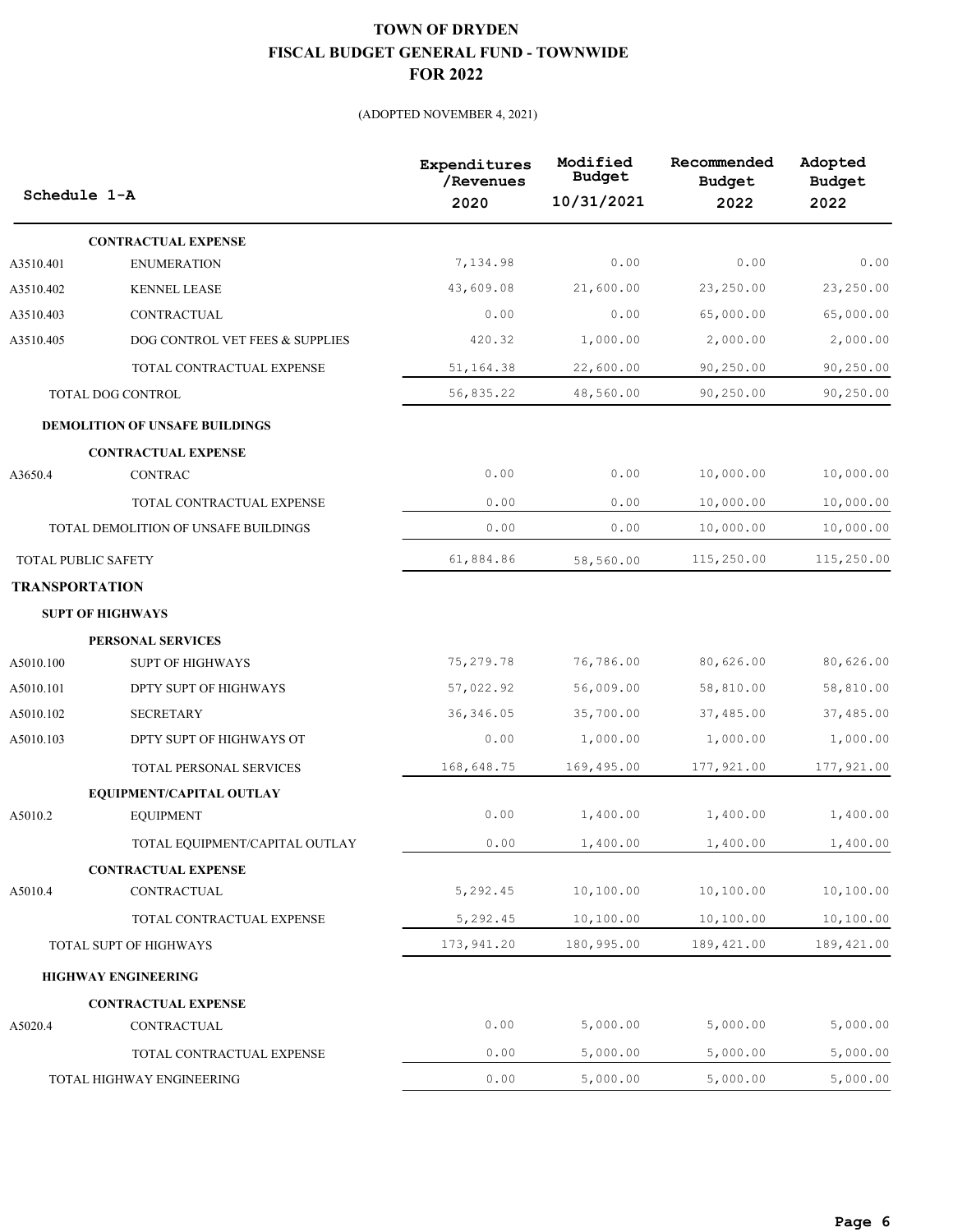# TOWN OF DRYDEN
## FISCAL BUDGET GENERAL FUND - TOWNWIDE
## FOR 2022

(ADOPTED NOVEMBER 4, 2021)

| Schedule 1-A | | Expenditures /Revenues 2020 | Modified Budget 10/31/2021 | Recommended Budget 2022 | Adopted Budget 2022 |
|---|---|---|---|---|---|
| | **CONTRACTUAL EXPENSE** | | | | |
| A3510.401 | ENUMERATION | 7,134.98 | 0.00 | 0.00 | 0.00 |
| A3510.402 | KENNEL LEASE | 43,609.08 | 21,600.00 | 23,250.00 | 23,250.00 |
| A3510.403 | CONTRACTUAL | 0.00 | 0.00 | 65,000.00 | 65,000.00 |
| A3510.405 | DOG CONTROL VET FEES & SUPPLIES | 420.32 | 1,000.00 | 2,000.00 | 2,000.00 |
| | TOTAL CONTRACTUAL EXPENSE | 51,164.38 | 22,600.00 | 90,250.00 | 90,250.00 |
| | TOTAL DOG CONTROL | 56,835.22 | 48,560.00 | 90,250.00 | 90,250.00 |
| | **DEMOLITION OF UNSAFE BUILDINGS** | | | | |
| | **CONTRACTUAL EXPENSE** | | | | |
| A3650.4 | CONTRAC | 0.00 | 0.00 | 10,000.00 | 10,000.00 |
| | TOTAL CONTRACTUAL EXPENSE | 0.00 | 0.00 | 10,000.00 | 10,000.00 |
| | TOTAL DEMOLITION OF UNSAFE BUILDINGS | 0.00 | 0.00 | 10,000.00 | 10,000.00 |
| TOTAL PUBLIC SAFETY | | 61,884.86 | 58,560.00 | 115,250.00 | 115,250.00 |
| **TRANSPORTATION** | | | | | |
| | **SUPT OF HIGHWAYS** | | | | |
| | **PERSONAL SERVICES** | | | | |
| A5010.100 | SUPT OF HIGHWAYS | 75,279.78 | 76,786.00 | 80,626.00 | 80,626.00 |
| A5010.101 | DPTY SUPT OF HIGHWAYS | 57,022.92 | 56,009.00 | 58,810.00 | 58,810.00 |
| A5010.102 | SECRETARY | 36,346.05 | 35,700.00 | 37,485.00 | 37,485.00 |
| A5010.103 | DPTY SUPT OF HIGHWAYS OT | 0.00 | 1,000.00 | 1,000.00 | 1,000.00 |
| | TOTAL PERSONAL SERVICES | 168,648.75 | 169,495.00 | 177,921.00 | 177,921.00 |
| | **EQUIPMENT/CAPITAL OUTLAY** | | | | |
| A5010.2 | EQUIPMENT | 0.00 | 1,400.00 | 1,400.00 | 1,400.00 |
| | TOTAL EQUIPMENT/CAPITAL OUTLAY | 0.00 | 1,400.00 | 1,400.00 | 1,400.00 |
| | **CONTRACTUAL EXPENSE** | | | | |
| A5010.4 | CONTRACTUAL | 5,292.45 | 10,100.00 | 10,100.00 | 10,100.00 |
| | TOTAL CONTRACTUAL EXPENSE | 5,292.45 | 10,100.00 | 10,100.00 | 10,100.00 |
| | TOTAL SUPT OF HIGHWAYS | 173,941.20 | 180,995.00 | 189,421.00 | 189,421.00 |
| | **HIGHWAY ENGINEERING** | | | | |
| | **CONTRACTUAL EXPENSE** | | | | |
| A5020.4 | CONTRACTUAL | 0.00 | 5,000.00 | 5,000.00 | 5,000.00 |
| | TOTAL CONTRACTUAL EXPENSE | 0.00 | 5,000.00 | 5,000.00 | 5,000.00 |
| | TOTAL HIGHWAY ENGINEERING | 0.00 | 5,000.00 | 5,000.00 | 5,000.00 |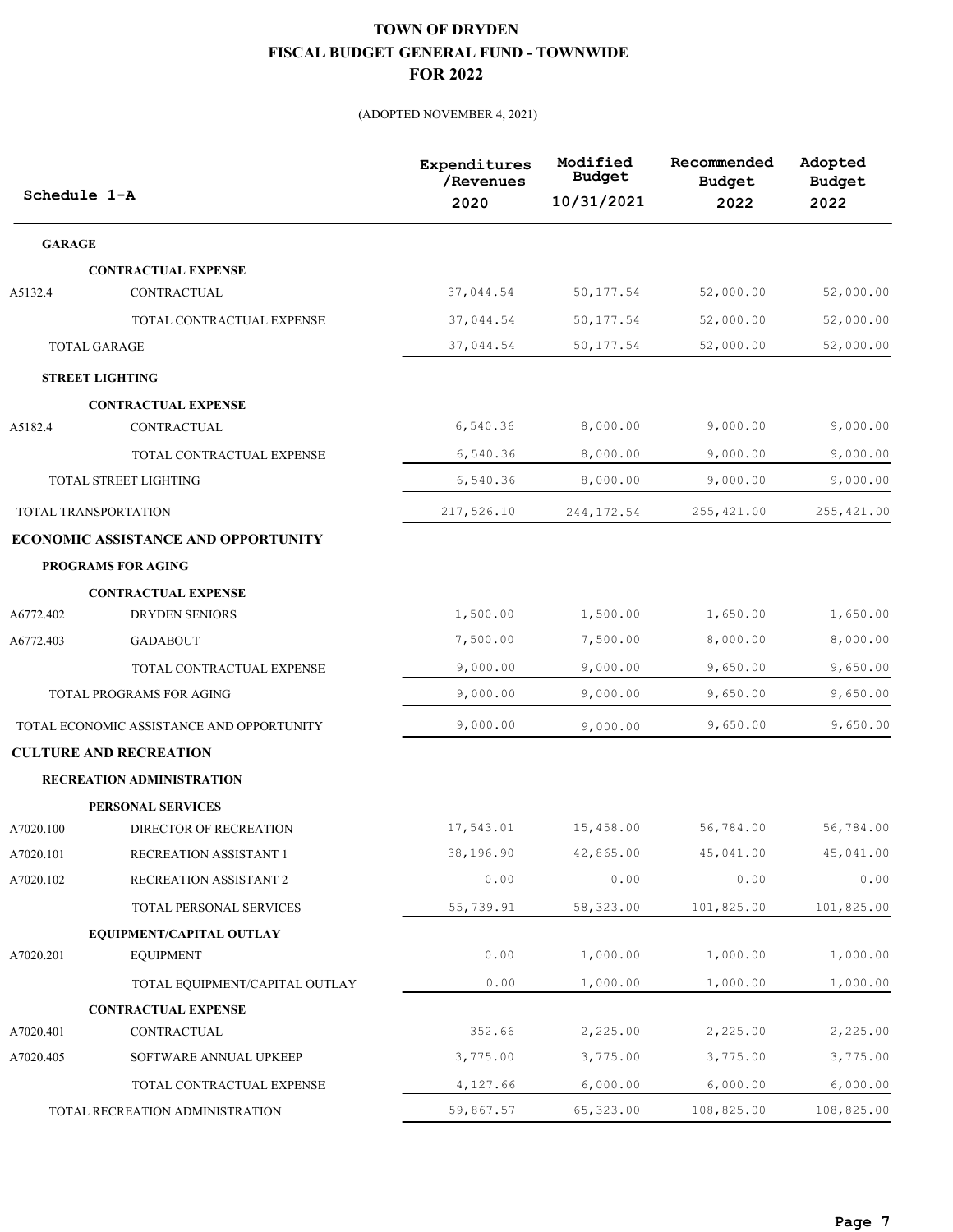# TOWN OF DRYDEN
## FISCAL BUDGET GENERAL FUND - TOWNWIDE
## FOR 2022

(ADOPTED NOVEMBER 4, 2021)

| Schedule 1-A | | Expenditures /Revenues 2020 | Modified Budget 10/31/2021 | Recommended Budget 2022 | Adopted Budget 2022 |
|---|---|---|---|---|---|
| **GARAGE** | | | | | |
| | **CONTRACTUAL EXPENSE** | | | | |
| A5132.4 | CONTRACTUAL | 37,044.54 | 50,177.54 | 52,000.00 | 52,000.00 |
| | TOTAL CONTRACTUAL EXPENSE | 37,044.54 | 50,177.54 | 52,000.00 | 52,000.00 |
| TOTAL GARAGE | | 37,044.54 | 50,177.54 | 52,000.00 | 52,000.00 |
| **STREET LIGHTING** | | | | | |
| | **CONTRACTUAL EXPENSE** | | | | |
| A5182.4 | CONTRACTUAL | 6,540.36 | 8,000.00 | 9,000.00 | 9,000.00 |
| | TOTAL CONTRACTUAL EXPENSE | 6,540.36 | 8,000.00 | 9,000.00 | 9,000.00 |
| TOTAL STREET LIGHTING | | 6,540.36 | 8,000.00 | 9,000.00 | 9,000.00 |
| TOTAL TRANSPORTATION | | 217,526.10 | 244,172.54 | 255,421.00 | 255,421.00 |
| **ECONOMIC ASSISTANCE AND OPPORTUNITY** | | | | | |
| **PROGRAMS FOR AGING** | | | | | |
| | **CONTRACTUAL EXPENSE** | | | | |
| A6772.402 | DRYDEN SENIORS | 1,500.00 | 1,500.00 | 1,650.00 | 1,650.00 |
| A6772.403 | GADABOUT | 7,500.00 | 7,500.00 | 8,000.00 | 8,000.00 |
| | TOTAL CONTRACTUAL EXPENSE | 9,000.00 | 9,000.00 | 9,650.00 | 9,650.00 |
| TOTAL PROGRAMS FOR AGING | | 9,000.00 | 9,000.00 | 9,650.00 | 9,650.00 |
| TOTAL ECONOMIC ASSISTANCE AND OPPORTUNITY | | 9,000.00 | 9,000.00 | 9,650.00 | 9,650.00 |
| **CULTURE AND RECREATION** | | | | | |
| **RECREATION ADMINISTRATION** | | | | | |
| | **PERSONAL SERVICES** | | | | |
| A7020.100 | DIRECTOR OF RECREATION | 17,543.01 | 15,458.00 | 56,784.00 | 56,784.00 |
| A7020.101 | RECREATION ASSISTANT 1 | 38,196.90 | 42,865.00 | 45,041.00 | 45,041.00 |
| A7020.102 | RECREATION ASSISTANT 2 | 0.00 | 0.00 | 0.00 | 0.00 |
| | TOTAL PERSONAL SERVICES | 55,739.91 | 58,323.00 | 101,825.00 | 101,825.00 |
| | **EQUIPMENT/CAPITAL OUTLAY** | | | | |
| A7020.201 | EQUIPMENT | 0.00 | 1,000.00 | 1,000.00 | 1,000.00 |
| | TOTAL EQUIPMENT/CAPITAL OUTLAY | 0.00 | 1,000.00 | 1,000.00 | 1,000.00 |
| | **CONTRACTUAL EXPENSE** | | | | |
| A7020.401 | CONTRACTUAL | 352.66 | 2,225.00 | 2,225.00 | 2,225.00 |
| A7020.405 | SOFTWARE ANNUAL UPKEEP | 3,775.00 | 3,775.00 | 3,775.00 | 3,775.00 |
| | TOTAL CONTRACTUAL EXPENSE | 4,127.66 | 6,000.00 | 6,000.00 | 6,000.00 |
| TOTAL RECREATION ADMINISTRATION | | 59,867.57 | 65,323.00 | 108,825.00 | 108,825.00 |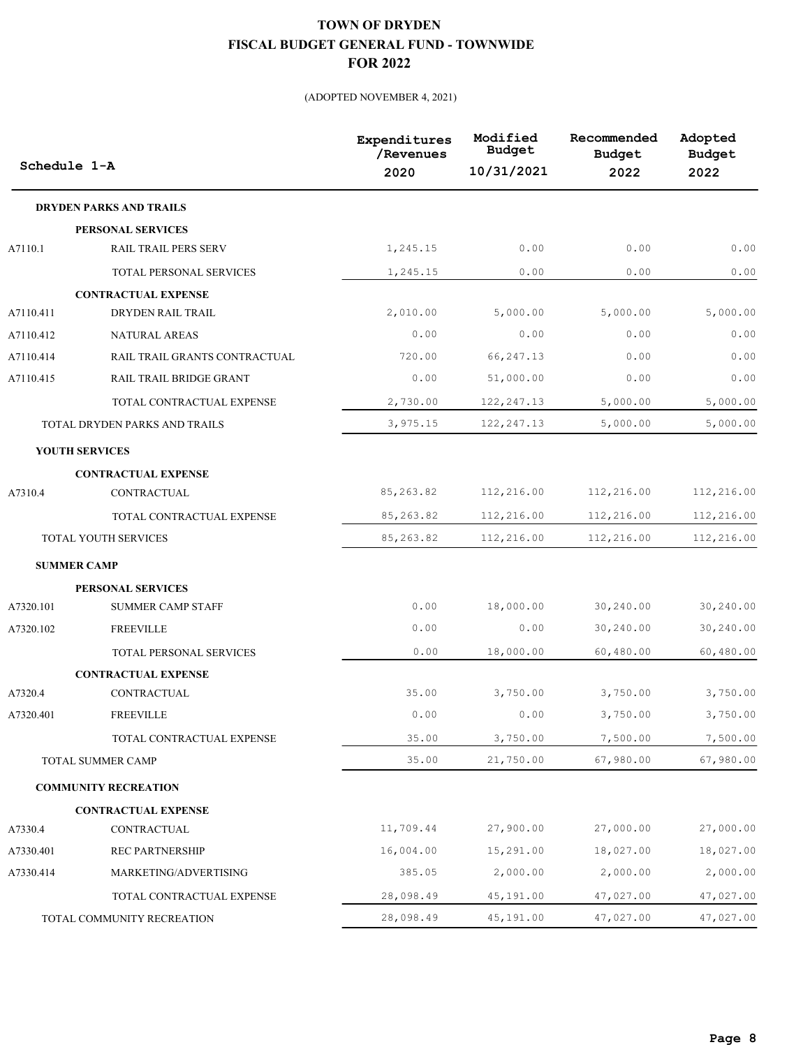# TOWN OF DRYDEN
## FISCAL BUDGET GENERAL FUND - TOWNWIDE
## FOR 2022

(ADOPTED NOVEMBER 4, 2021)

| Schedule 1-A | | Expenditures /Revenues 2020 | Modified Budget 10/31/2021 | Recommended Budget 2022 | Adopted Budget 2022 |
|---|---|---|---|---|---|
| **DRYDEN PARKS AND TRAILS** | | | | | |
| | **PERSONAL SERVICES** | | | | |
| A7110.1 | RAIL TRAIL PERS SERV | 1,245.15 | 0.00 | 0.00 | 0.00 |
| | TOTAL PERSONAL SERVICES | 1,245.15 | 0.00 | 0.00 | 0.00 |
| | **CONTRACTUAL EXPENSE** | | | | |
| A7110.411 | DRYDEN RAIL TRAIL | 2,010.00 | 5,000.00 | 5,000.00 | 5,000.00 |
| A7110.412 | NATURAL AREAS | 0.00 | 0.00 | 0.00 | 0.00 |
| A7110.414 | RAIL TRAIL GRANTS CONTRACTUAL | 720.00 | 66,247.13 | 0.00 | 0.00 |
| A7110.415 | RAIL TRAIL BRIDGE GRANT | 0.00 | 51,000.00 | 0.00 | 0.00 |
| | TOTAL CONTRACTUAL EXPENSE | 2,730.00 | 122,247.13 | 5,000.00 | 5,000.00 |
| TOTAL DRYDEN PARKS AND TRAILS | | 3,975.15 | 122,247.13 | 5,000.00 | 5,000.00 |
| **YOUTH SERVICES** | | | | | |
| | **CONTRACTUAL EXPENSE** | | | | |
| A7310.4 | CONTRACTUAL | 85,263.82 | 112,216.00 | 112,216.00 | 112,216.00 |
| | TOTAL CONTRACTUAL EXPENSE | 85,263.82 | 112,216.00 | 112,216.00 | 112,216.00 |
| TOTAL YOUTH SERVICES | | 85,263.82 | 112,216.00 | 112,216.00 | 112,216.00 |
| **SUMMER CAMP** | | | | | |
| | **PERSONAL SERVICES** | | | | |
| A7320.101 | SUMMER CAMP STAFF | 0.00 | 18,000.00 | 30,240.00 | 30,240.00 |
| A7320.102 | FREEVILLE | 0.00 | 0.00 | 30,240.00 | 30,240.00 |
| | TOTAL PERSONAL SERVICES | 0.00 | 18,000.00 | 60,480.00 | 60,480.00 |
| | **CONTRACTUAL EXPENSE** | | | | |
| A7320.4 | CONTRACTUAL | 35.00 | 3,750.00 | 3,750.00 | 3,750.00 |
| A7320.401 | FREEVILLE | 0.00 | 0.00 | 3,750.00 | 3,750.00 |
| | TOTAL CONTRACTUAL EXPENSE | 35.00 | 3,750.00 | 7,500.00 | 7,500.00 |
| TOTAL SUMMER CAMP | | 35.00 | 21,750.00 | 67,980.00 | 67,980.00 |
| **COMMUNITY RECREATION** | | | | | |
| | **CONTRACTUAL EXPENSE** | | | | |
| A7330.4 | CONTRACTUAL | 11,709.44 | 27,900.00 | 27,000.00 | 27,000.00 |
| A7330.401 | REC PARTNERSHIP | 16,004.00 | 15,291.00 | 18,027.00 | 18,027.00 |
| A7330.414 | MARKETING/ADVERTISING | 385.05 | 2,000.00 | 2,000.00 | 2,000.00 |
| | TOTAL CONTRACTUAL EXPENSE | 28,098.49 | 45,191.00 | 47,027.00 | 47,027.00 |
| TOTAL COMMUNITY RECREATION | | 28,098.49 | 45,191.00 | 47,027.00 | 47,027.00 |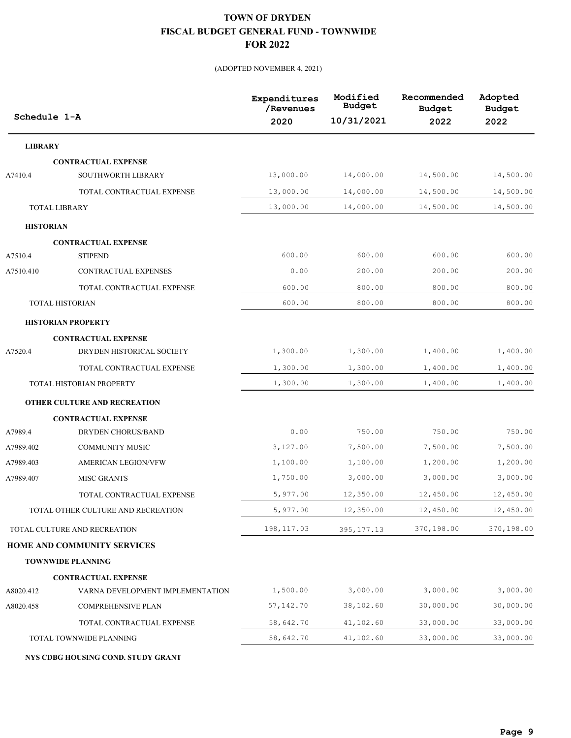# TOWN OF DRYDEN
## FISCAL BUDGET GENERAL FUND - TOWNWIDE
## FOR 2022

(ADOPTED NOVEMBER 4, 2021)

| Schedule 1-A | | Expenditures /Revenues 2020 | Modified Budget 10/31/2021 | Recommended Budget 2022 | Adopted Budget 2022 |
|---|---|---|---|---|---|
| **LIBRARY** | | | | | |
| | **CONTRACTUAL EXPENSE** | | | | |
| A7410.4 | SOUTHWORTH LIBRARY | 13,000.00 | 14,000.00 | 14,500.00 | 14,500.00 |
| | TOTAL CONTRACTUAL EXPENSE | 13,000.00 | 14,000.00 | 14,500.00 | 14,500.00 |
| TOTAL LIBRARY | | 13,000.00 | 14,000.00 | 14,500.00 | 14,500.00 |
| **HISTORIAN** | | | | | |
| | **CONTRACTUAL EXPENSE** | | | | |
| A7510.4 | STIPEND | 600.00 | 600.00 | 600.00 | 600.00 |
| A7510.410 | CONTRACTUAL EXPENSES | 0.00 | 200.00 | 200.00 | 200.00 |
| | TOTAL CONTRACTUAL EXPENSE | 600.00 | 800.00 | 800.00 | 800.00 |
| TOTAL HISTORIAN | | 600.00 | 800.00 | 800.00 | 800.00 |
| **HISTORIAN PROPERTY** | | | | | |
| | **CONTRACTUAL EXPENSE** | | | | |
| A7520.4 | DRYDEN HISTORICAL SOCIETY | 1,300.00 | 1,300.00 | 1,400.00 | 1,400.00 |
| | TOTAL CONTRACTUAL EXPENSE | 1,300.00 | 1,300.00 | 1,400.00 | 1,400.00 |
| TOTAL HISTORIAN PROPERTY | | 1,300.00 | 1,300.00 | 1,400.00 | 1,400.00 |
| **OTHER CULTURE AND RECREATION** | | | | | |
| | **CONTRACTUAL EXPENSE** | | | | |
| A7989.4 | DRYDEN CHORUS/BAND | 0.00 | 750.00 | 750.00 | 750.00 |
| A7989.402 | COMMUNITY MUSIC | 3,127.00 | 7,500.00 | 7,500.00 | 7,500.00 |
| A7989.403 | AMERICAN LEGION/VFW | 1,100.00 | 1,100.00 | 1,200.00 | 1,200.00 |
| A7989.407 | MISC GRANTS | 1,750.00 | 3,000.00 | 3,000.00 | 3,000.00 |
| | TOTAL CONTRACTUAL EXPENSE | 5,977.00 | 12,350.00 | 12,450.00 | 12,450.00 |
| TOTAL OTHER CULTURE AND RECREATION | | 5,977.00 | 12,350.00 | 12,450.00 | 12,450.00 |
| TOTAL CULTURE AND RECREATION | | 198,117.03 | 395,177.13 | 370,198.00 | 370,198.00 |
| **HOME AND COMMUNITY SERVICES** | | | | | |
| **TOWNWIDE PLANNING** | | | | | |
| | **CONTRACTUAL EXPENSE** | | | | |
| A8020.412 | VARNA DEVELOPMENT IMPLEMENTATION | 1,500.00 | 3,000.00 | 3,000.00 | 3,000.00 |
| A8020.458 | COMPREHENSIVE PLAN | 57,142.70 | 38,102.60 | 30,000.00 | 30,000.00 |
| | TOTAL CONTRACTUAL EXPENSE | 58,642.70 | 41,102.60 | 33,000.00 | 33,000.00 |
| TOTAL TOWNWIDE PLANNING | | 58,642.70 | 41,102.60 | 33,000.00 | 33,000.00 |
| **NYS CDBG HOUSING COND. STUDY GRANT** | | | | | |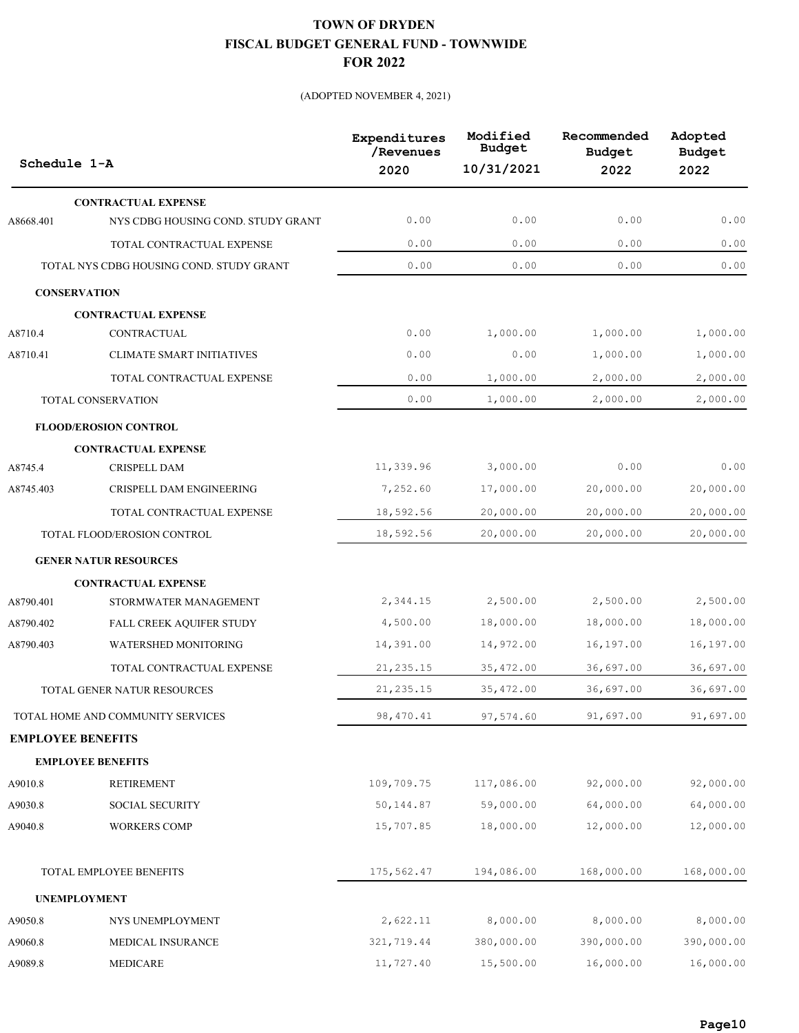# TOWN OF DRYDEN
## FISCAL BUDGET GENERAL FUND - TOWNWIDE
## FOR 2022

(ADOPTED NOVEMBER 4, 2021)

| Schedule 1-A | | Expenditures /Revenues 2020 | Modified Budget 10/31/2021 | Recommended Budget 2022 | Adopted Budget 2022 |
|---|---|---|---|---|---|
| | **CONTRACTUAL EXPENSE** | | | | |
| A8668.401 | NYS CDBG HOUSING COND. STUDY GRANT | 0.00 | 0.00 | 0.00 | 0.00 |
| | TOTAL CONTRACTUAL EXPENSE | 0.00 | 0.00 | 0.00 | 0.00 |
| | TOTAL NYS CDBG HOUSING COND. STUDY GRANT | 0.00 | 0.00 | 0.00 | 0.00 |
| **CONSERVATION** | | | | | |
| | **CONTRACTUAL EXPENSE** | | | | |
| A8710.4 | CONTRACTUAL | 0.00 | 1,000.00 | 1,000.00 | 1,000.00 |
| A8710.41 | CLIMATE SMART INITIATIVES | 0.00 | 0.00 | 1,000.00 | 1,000.00 |
| | TOTAL CONTRACTUAL EXPENSE | 0.00 | 1,000.00 | 2,000.00 | 2,000.00 |
| | TOTAL CONSERVATION | 0.00 | 1,000.00 | 2,000.00 | 2,000.00 |
| **FLOOD/EROSION CONTROL** | | | | | |
| | **CONTRACTUAL EXPENSE** | | | | |
| A8745.4 | CRISPELL DAM | 11,339.96 | 3,000.00 | 0.00 | 0.00 |
| A8745.403 | CRISPELL DAM ENGINEERING | 7,252.60 | 17,000.00 | 20,000.00 | 20,000.00 |
| | TOTAL CONTRACTUAL EXPENSE | 18,592.56 | 20,000.00 | 20,000.00 | 20,000.00 |
| | TOTAL FLOOD/EROSION CONTROL | 18,592.56 | 20,000.00 | 20,000.00 | 20,000.00 |
| **GENER NATUR RESOURCES** | | | | | |
| | **CONTRACTUAL EXPENSE** | | | | |
| A8790.401 | STORMWATER MANAGEMENT | 2,344.15 | 2,500.00 | 2,500.00 | 2,500.00 |
| A8790.402 | FALL CREEK AQUIFER STUDY | 4,500.00 | 18,000.00 | 18,000.00 | 18,000.00 |
| A8790.403 | WATERSHED MONITORING | 14,391.00 | 14,972.00 | 16,197.00 | 16,197.00 |
| | TOTAL CONTRACTUAL EXPENSE | 21,235.15 | 35,472.00 | 36,697.00 | 36,697.00 |
| | TOTAL GENER NATUR RESOURCES | 21,235.15 | 35,472.00 | 36,697.00 | 36,697.00 |
| | TOTAL HOME AND COMMUNITY SERVICES | 98,470.41 | 97,574.60 | 91,697.00 | 91,697.00 |
| **EMPLOYEE BENEFITS** | | | | | |
| **EMPLOYEE BENEFITS** | | | | | |
| A9010.8 | RETIREMENT | 109,709.75 | 117,086.00 | 92,000.00 | 92,000.00 |
| A9030.8 | SOCIAL SECURITY | 50,144.87 | 59,000.00 | 64,000.00 | 64,000.00 |
| A9040.8 | WORKERS COMP | 15,707.85 | 18,000.00 | 12,000.00 | 12,000.00 |
| | TOTAL EMPLOYEE BENEFITS | 175,562.47 | 194,086.00 | 168,000.00 | 168,000.00 |
| **UNEMPLOYMENT** | | | | | |
| A9050.8 | NYS UNEMPLOYMENT | 2,622.11 | 8,000.00 | 8,000.00 | 8,000.00 |
| A9060.8 | MEDICAL INSURANCE | 321,719.44 | 380,000.00 | 390,000.00 | 390,000.00 |
| A9089.8 | MEDICARE | 11,727.40 | 15,500.00 | 16,000.00 | 16,000.00 |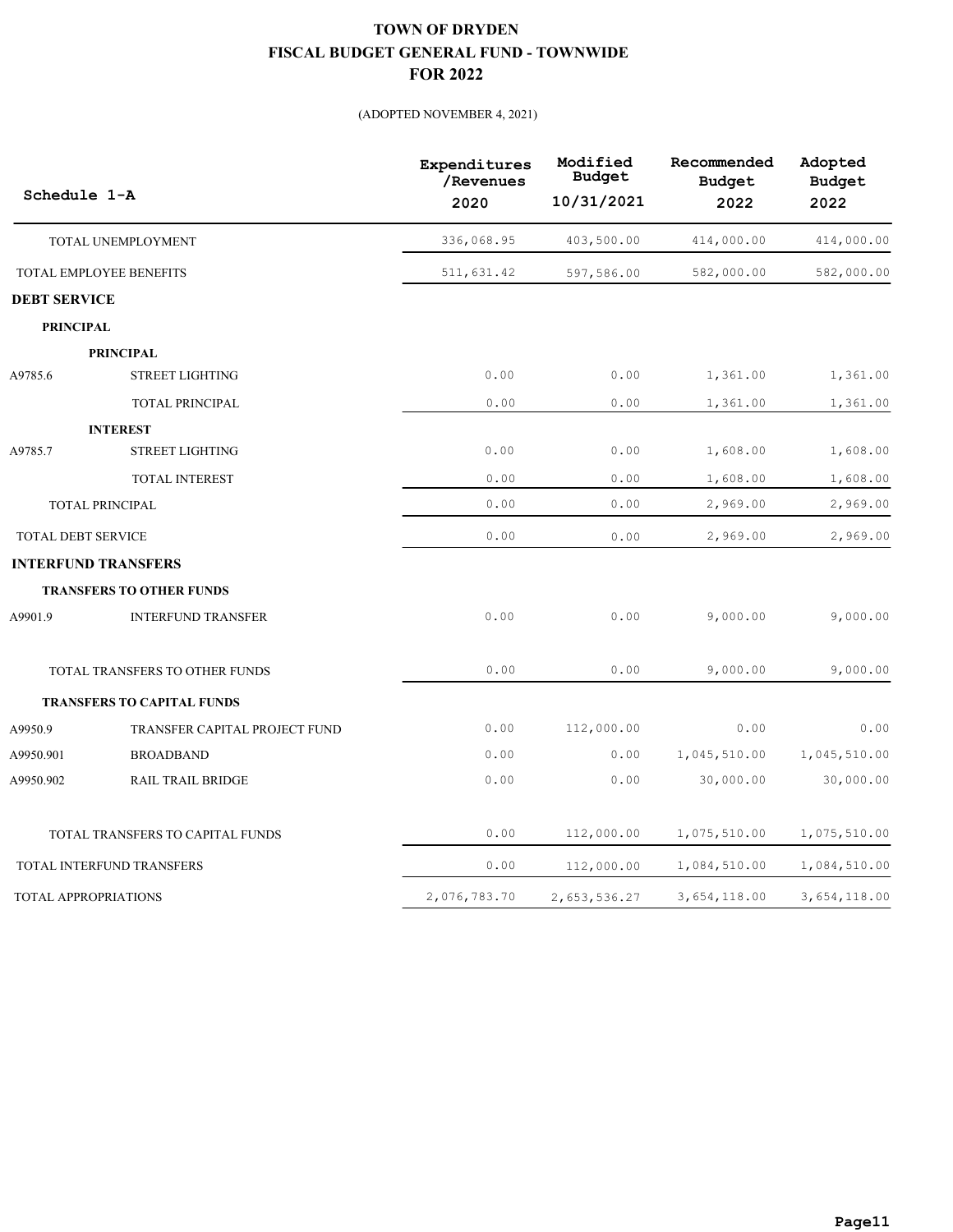# TOWN OF DRYDEN
## FISCAL BUDGET GENERAL FUND - TOWNWIDE
## FOR 2022

(ADOPTED NOVEMBER 4, 2021)

| Schedule 1-A | | Expenditures /Revenues 2020 | Modified Budget 10/31/2021 | Recommended Budget 2022 | Adopted Budget 2022 |
|---|---|---|---|---|---|
| TOTAL UNEMPLOYMENT | | 336,068.95 | 403,500.00 | 414,000.00 | 414,000.00 |
| TOTAL EMPLOYEE BENEFITS | | 511,631.42 | 597,586.00 | 582,000.00 | 582,000.00 |
| **DEBT SERVICE** | | | | | |
| **PRINCIPAL** | | | | | |
| **PRINCIPAL** | | | | | |
| A9785.6 | STREET LIGHTING | 0.00 | 0.00 | 1,361.00 | 1,361.00 |
| | TOTAL PRINCIPAL | 0.00 | 0.00 | 1,361.00 | 1,361.00 |
| **INTEREST** | | | | | |
| A9785.7 | STREET LIGHTING | 0.00 | 0.00 | 1,608.00 | 1,608.00 |
| | TOTAL INTEREST | 0.00 | 0.00 | 1,608.00 | 1,608.00 |
| TOTAL PRINCIPAL | | 0.00 | 0.00 | 2,969.00 | 2,969.00 |
| TOTAL DEBT SERVICE | | 0.00 | 0.00 | 2,969.00 | 2,969.00 |
| **INTERFUND TRANSFERS** | | | | | |
| **TRANSFERS TO OTHER FUNDS** | | | | | |
| A9901.9 | INTERFUND TRANSFER | 0.00 | 0.00 | 9,000.00 | 9,000.00 |
| TOTAL TRANSFERS TO OTHER FUNDS | | 0.00 | 0.00 | 9,000.00 | 9,000.00 |
| **TRANSFERS TO CAPITAL FUNDS** | | | | | |
| A9950.9 | TRANSFER CAPITAL PROJECT FUND | 0.00 | 112,000.00 | 0.00 | 0.00 |
| A9950.901 | BROADBAND | 0.00 | 0.00 | 1,045,510.00 | 1,045,510.00 |
| A9950.902 | RAIL TRAIL BRIDGE | 0.00 | 0.00 | 30,000.00 | 30,000.00 |
| TOTAL TRANSFERS TO CAPITAL FUNDS | | 0.00 | 112,000.00 | 1,075,510.00 | 1,075,510.00 |
| TOTAL INTERFUND TRANSFERS | | 0.00 | 112,000.00 | 1,084,510.00 | 1,084,510.00 |
| TOTAL APPROPRIATIONS | | 2,076,783.70 | 2,653,536.27 | 3,654,118.00 | 3,654,118.00 |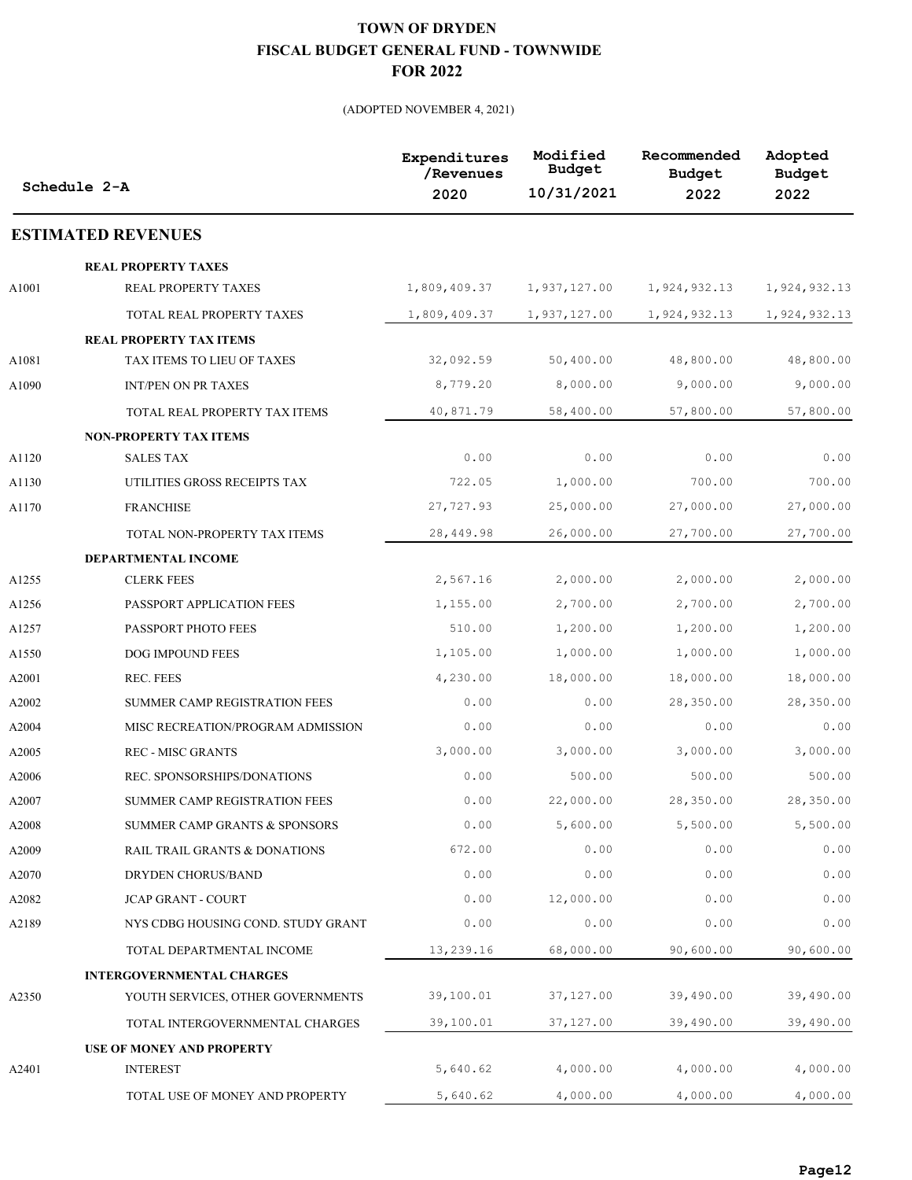# TOWN OF DRYDEN
# FISCAL BUDGET GENERAL FUND - TOWNWIDE
# FOR 2022

(ADOPTED NOVEMBER 4, 2021)

| Schedule 2-A | | Expenditures /Revenues 2020 | Modified Budget 10/31/2021 | Recommended Budget 2022 | Adopted Budget 2022 |
|---|---|---|---|---|---|
| **ESTIMATED REVENUES** | | | | | |
| | **REAL PROPERTY TAXES** | | | | |
| A1001 | REAL PROPERTY TAXES | 1,809,409.37 | 1,937,127.00 | 1,924,932.13 | 1,924,932.13 |
| | TOTAL REAL PROPERTY TAXES | 1,809,409.37 | 1,937,127.00 | 1,924,932.13 | 1,924,932.13 |
| | **REAL PROPERTY TAX ITEMS** | | | | |
| A1081 | TAX ITEMS TO LIEU OF TAXES | 32,092.59 | 50,400.00 | 48,800.00 | 48,800.00 |
| A1090 | INT/PEN ON PR TAXES | 8,779.20 | 8,000.00 | 9,000.00 | 9,000.00 |
| | TOTAL REAL PROPERTY TAX ITEMS | 40,871.79 | 58,400.00 | 57,800.00 | 57,800.00 |
| | **NON-PROPERTY TAX ITEMS** | | | | |
| A1120 | SALES TAX | 0.00 | 0.00 | 0.00 | 0.00 |
| A1130 | UTILITIES GROSS RECEIPTS TAX | 722.05 | 1,000.00 | 700.00 | 700.00 |
| A1170 | FRANCHISE | 27,727.93 | 25,000.00 | 27,000.00 | 27,000.00 |
| | TOTAL NON-PROPERTY TAX ITEMS | 28,449.98 | 26,000.00 | 27,700.00 | 27,700.00 |
| | **DEPARTMENTAL INCOME** | | | | |
| A1255 | CLERK FEES | 2,567.16 | 2,000.00 | 2,000.00 | 2,000.00 |
| A1256 | PASSPORT APPLICATION FEES | 1,155.00 | 2,700.00 | 2,700.00 | 2,700.00 |
| A1257 | PASSPORT PHOTO FEES | 510.00 | 1,200.00 | 1,200.00 | 1,200.00 |
| A1550 | DOG IMPOUND FEES | 1,105.00 | 1,000.00 | 1,000.00 | 1,000.00 |
| A2001 | REC. FEES | 4,230.00 | 18,000.00 | 18,000.00 | 18,000.00 |
| A2002 | SUMMER CAMP REGISTRATION FEES | 0.00 | 0.00 | 28,350.00 | 28,350.00 |
| A2004 | MISC RECREATION/PROGRAM ADMISSION | 0.00 | 0.00 | 0.00 | 0.00 |
| A2005 | REC - MISC GRANTS | 3,000.00 | 3,000.00 | 3,000.00 | 3,000.00 |
| A2006 | REC. SPONSORSHIPS/DONATIONS | 0.00 | 500.00 | 500.00 | 500.00 |
| A2007 | SUMMER CAMP REGISTRATION FEES | 0.00 | 22,000.00 | 28,350.00 | 28,350.00 |
| A2008 | SUMMER CAMP GRANTS & SPONSORS | 0.00 | 5,600.00 | 5,500.00 | 5,500.00 |
| A2009 | RAIL TRAIL GRANTS & DONATIONS | 672.00 | 0.00 | 0.00 | 0.00 |
| A2070 | DRYDEN CHORUS/BAND | 0.00 | 0.00 | 0.00 | 0.00 |
| A2082 | JCAP GRANT - COURT | 0.00 | 12,000.00 | 0.00 | 0.00 |
| A2189 | NYS CDBG HOUSING COND. STUDY GRANT | 0.00 | 0.00 | 0.00 | 0.00 |
| | TOTAL DEPARTMENTAL INCOME | 13,239.16 | 68,000.00 | 90,600.00 | 90,600.00 |
| | **INTERGOVERNMENTAL CHARGES** | | | | |
| A2350 | YOUTH SERVICES, OTHER GOVERNMENTS | 39,100.01 | 37,127.00 | 39,490.00 | 39,490.00 |
| | TOTAL INTERGOVERNMENTAL CHARGES | 39,100.01 | 37,127.00 | 39,490.00 | 39,490.00 |
| | **USE OF MONEY AND PROPERTY** | | | | |
| A2401 | INTEREST | 5,640.62 | 4,000.00 | 4,000.00 | 4,000.00 |
| | TOTAL USE OF MONEY AND PROPERTY | 5,640.62 | 4,000.00 | 4,000.00 | 4,000.00 |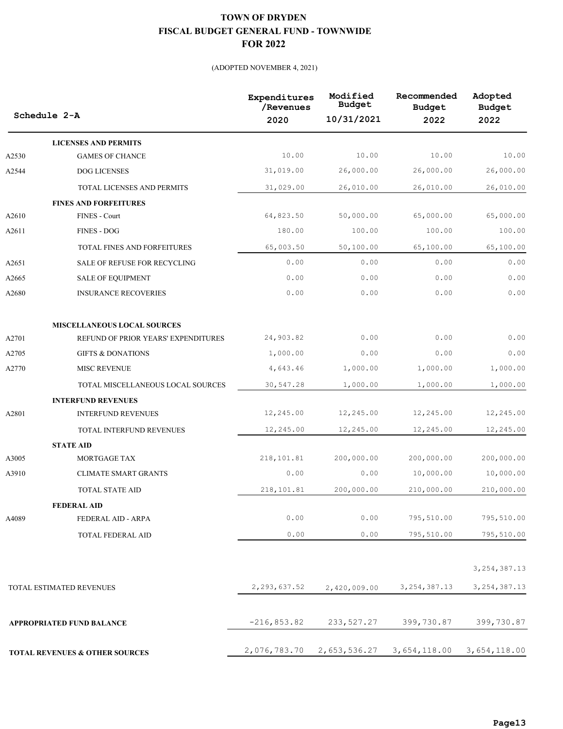# TOWN OF DRYDEN
# FISCAL BUDGET GENERAL FUND - TOWNWIDE
# FOR 2022

(ADOPTED NOVEMBER 4, 2021)

| Schedule 2-A | | Expenditures /Revenues 2020 | Modified Budget 10/31/2021 | Recommended Budget 2022 | Adopted Budget 2022 |
|---|---|---|---|---|---|
| | **LICENSES AND PERMITS** | | | | |
| A2530 | GAMES OF CHANCE | 10.00 | 10.00 | 10.00 | 10.00 |
| A2544 | DOG LICENSES | 31,019.00 | 26,000.00 | 26,000.00 | 26,000.00 |
| | TOTAL LICENSES AND PERMITS | 31,029.00 | 26,010.00 | 26,010.00 | 26,010.00 |
| | **FINES AND FORFEITURES** | | | | |
| A2610 | FINES - Court | 64,823.50 | 50,000.00 | 65,000.00 | 65,000.00 |
| A2611 | FINES - DOG | 180.00 | 100.00 | 100.00 | 100.00 |
| | TOTAL FINES AND FORFEITURES | 65,003.50 | 50,100.00 | 65,100.00 | 65,100.00 |
| A2651 | SALE OF REFUSE FOR RECYCLING | 0.00 | 0.00 | 0.00 | 0.00 |
| A2665 | SALE OF EQUIPMENT | 0.00 | 0.00 | 0.00 | 0.00 |
| A2680 | INSURANCE RECOVERIES | 0.00 | 0.00 | 0.00 | 0.00 |
| | **MISCELLANEOUS LOCAL SOURCES** | | | | |
| A2701 | REFUND OF PRIOR YEARS' EXPENDITURES | 24,903.82 | 0.00 | 0.00 | 0.00 |
| A2705 | GIFTS & DONATIONS | 1,000.00 | 0.00 | 0.00 | 0.00 |
| A2770 | MISC REVENUE | 4,643.46 | 1,000.00 | 1,000.00 | 1,000.00 |
| | TOTAL MISCELLANEOUS LOCAL SOURCES | 30,547.28 | 1,000.00 | 1,000.00 | 1,000.00 |
| | **INTERFUND REVENUES** | | | | |
| A2801 | INTERFUND REVENUES | 12,245.00 | 12,245.00 | 12,245.00 | 12,245.00 |
| | TOTAL INTERFUND REVENUES | 12,245.00 | 12,245.00 | 12,245.00 | 12,245.00 |
| | **STATE AID** | | | | |
| A3005 | MORTGAGE TAX | 218,101.81 | 200,000.00 | 200,000.00 | 200,000.00 |
| A3910 | CLIMATE SMART GRANTS | 0.00 | 0.00 | 10,000.00 | 10,000.00 |
| | TOTAL STATE AID | 218,101.81 | 200,000.00 | 210,000.00 | 210,000.00 |
| | **FEDERAL AID** | | | | |
| A4089 | FEDERAL AID - ARPA | 0.00 | 0.00 | 795,510.00 | 795,510.00 |
| | TOTAL FEDERAL AID | 0.00 | 0.00 | 795,510.00 | 795,510.00 |
| | | | | | 3,254,387.13 |
| TOTAL ESTIMATED REVENUES | | 2,293,637.52 | 2,420,009.00 | 3,254,387.13 | 3,254,387.13 |
| **APPROPRIATED FUND BALANCE** | | -216,853.82 | 233,527.27 | 399,730.87 | 399,730.87 |
| **TOTAL REVENUES & OTHER SOURCES** | | 2,076,783.70 | 2,653,536.27 | 3,654,118.00 | 3,654,118.00 |